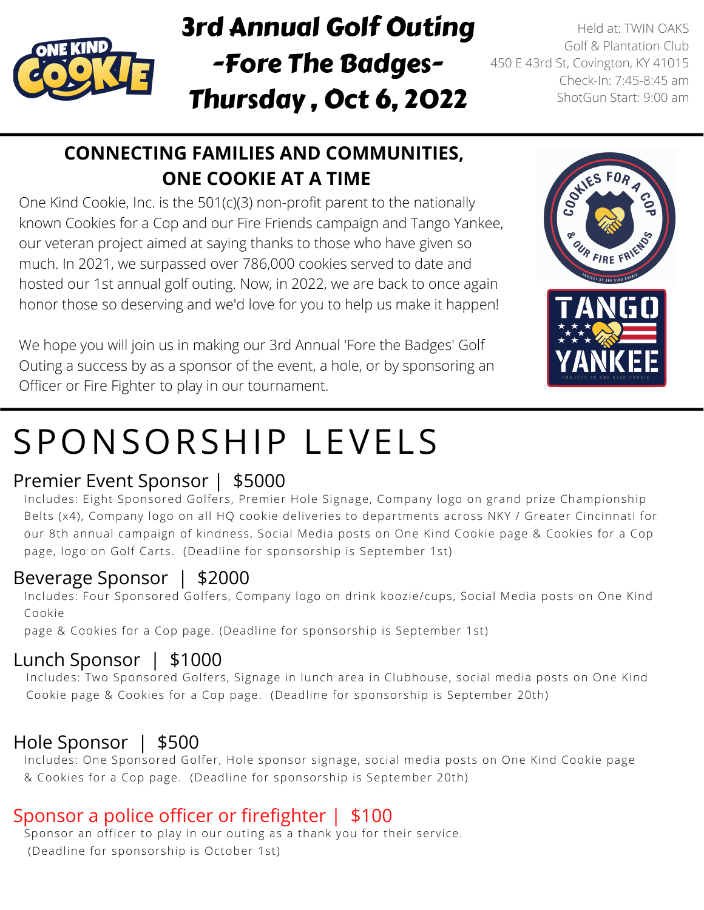# 3rd Annual Golf Outing -Fore The Badges- Thursday , Oct 6, 2022

Held at: TWIN OAKS Golf & Plantation Club
450 E 43rd St, Covington, KY 41015
Check-In: 7:45-8:45 am
ShotGun Start: 9:00 am

## CONNECTING FAMILIES AND COMMUNITIES, ONE COOKIE AT A TIME

One Kind Cookie, Inc. is the 501(c)(3) non-profit parent to the nationally known Cookies for a Cop and our Fire Friends campaign and Tango Yankee, our veteran project aimed at saying thanks to those who have given so much. In 2021, we surpassed over 786,000 cookies served to date and hosted our 1st annual golf outing. Now, in 2022, we are back to once again honor those so deserving and we'd love for you to help us make it happen!

We hope you will join us in making our 3rd Annual 'Fore the Badges' Golf Outing a success by as a sponsor of the event, a hole, or by sponsoring an Officer or Fire Fighter to play in our tournament.

# SPONSORSHIP LEVELS

### Premier Event Sponsor | $5000

Includes: Eight Sponsored Golfers, Premier Hole Signage, Company logo on grand prize Championship Belts (x4), Company logo on all HQ cookie deliveries to departments across NKY / Greater Cincinnati for our 8th annual campaign of kindness, Social Media posts on One Kind Cookie page & Cookies for a Cop page, logo on Golf Carts. (Deadline for sponsorship is September 1st)

### Beverage Sponsor | $2000

Includes: Four Sponsored Golfers, Company logo on drink koozie/cups, Social Media posts on One Kind Cookie page & Cookies for a Cop page. (Deadline for sponsorship is September 1st)

### Lunch Sponsor | $1000

Includes: Two Sponsored Golfers, Signage in lunch area in Clubhouse, social media posts on One Kind Cookie page & Cookies for a Cop page. (Deadline for sponsorship is September 20th)

### Hole Sponsor | $500

Includes: One Sponsored Golfer, Hole sponsor signage, social media posts on One Kind Cookie page & Cookies for a Cop page. (Deadline for sponsorship is September 20th)

### Sponsor a police officer or firefighter | $100

Sponsor an officer to play in our outing as a thank you for their service. (Deadline for sponsorship is October 1st)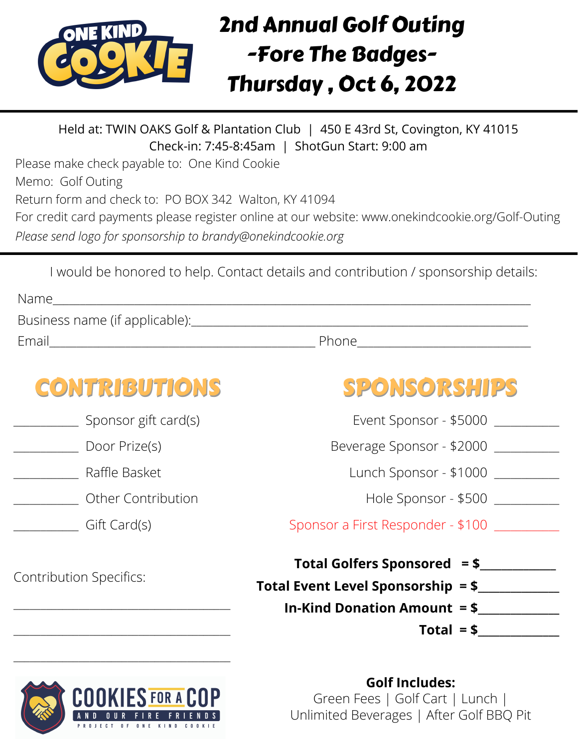ONE KIND COOKIE

# 2nd Annual Golf Outing -Fore The Badges- Thursday , Oct 6, 2022

Held at: TWIN OAKS Golf & Plantation Club | 450 E 43rd St, Covington, KY 41015
Check-in: 7:45-8:45am | ShotGun Start: 9:00 am

Please make check payable to: One Kind Cookie

Memo: Golf Outing

Return form and check to: PO BOX 342 Walton, KY 41094

For credit card payments please register online at our website: www.onekindcookie.org/Golf-Outing

*Please send logo for sponsorship to brandy@onekindcookie.org*

I would be honored to help. Contact details and contribution / sponsorship details:

Name________________________________________________________________

Business name (if applicable):_______________________________________________

Email_________________________________ Phone________________________

## CONTRIBUTIONS

__________ Sponsor gift card(s)

__________ Door Prize(s)

__________ Raffle Basket

__________ Other Contribution

__________ Gift Card(s)

Contribution Specifics:

_________________________________

_________________________________

_________________________________

## SPONSORSHIPS

Event Sponsor - $5000 __________

Beverage Sponsor - $2000 __________

Lunch Sponsor - $1000 __________

Hole Sponsor - $500 __________

Sponsor a First Responder - $100 __________

**Total Golfers Sponsored = $**__________

**Total Event Level Sponsorship = $**__________

**In-Kind Donation Amount = $**__________

**Total = $**__________

**Golf Includes:**
Green Fees | Golf Cart | Lunch | Unlimited Beverages | After Golf BBQ Pit

COOKIES FOR A COP AND OUR FIRE FRIENDS
PROJECT OF ONE KIND COOKIE